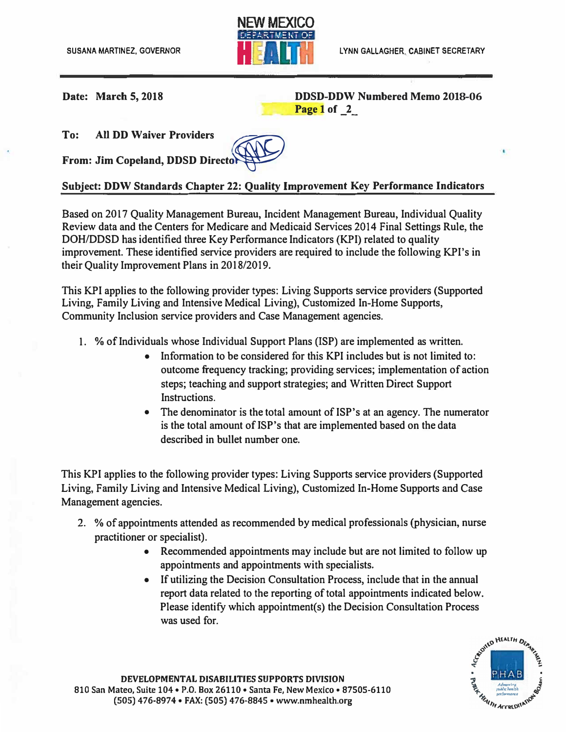SUSANA MARTINEZ, GOVERNOR

**NEW MEXICO DEPARTMENT OF HEALTH**

LYNN GALLAGHER, CABINET SECRETARY

**Date: March 5, 2018**

**DDSD-DDW Numbered Memo 2018-06**

**To: All DD Waiver Providers**

**From: Jim Copeland, DDSD Director**

**Subject: DDW Standards Chapter 22: Quality Improvement Key Performance Indicators**

Based on 2017 Quality Management Bureau, Incident Management Bureau, Individual Quality Review data and the Centers for Medicare and Medicaid Services 2014 Final Settings Rule, the DOH/DDSD has identified three Key Performance Indicators (KPI) related to quality improvement. These identified service providers are required to include the following KPI's in their Quality Improvement Plans in 2018/2019.

This KPI applies to the following provider types: Living Supports service providers (Supported Living, Family Living and Intensive Medical Living), Customized In-Home Supports, Community Inclusion service providers and Case Management agencies.

1. % of Individuals whose Individual Support Plans (ISP) are implemented as written.
    - Information to be considered for this KPI includes but is not limited to: outcome frequency tracking; providing services; implementation of action steps; teaching and support strategies; and Written Direct Support Instructions.
    - The denominator is the total amount of ISP's at an agency. The numerator is the total amount of ISP's that are implemented based on the data described in bullet number one.

This KPI applies to the following provider types: Living Supports service providers (Supported Living, Family Living and Intensive Medical Living), Customized In-Home Supports and Case Management agencies.

2. % of appointments attended as recommended by medical professionals (physician, nurse practitioner or specialist).
    - Recommended appointments may include but are not limited to follow up appointments and appointments with specialists.
    - If utilizing the Decision Consultation Process, include that in the annual report data related to the reporting of total appointments indicated below. Please identify which appointment(s) the Decision Consultation Process was used for.

**DEVELOPMENTAL DISABILITIES SUPPORTS DIVISION**
810 San Mateo, Suite 104 • P.O. Box 26110 • Santa Fe, New Mexico • 87505-6110
(505) 476-8974 • FAX: (505) 476-8845 • www.nmhealth.org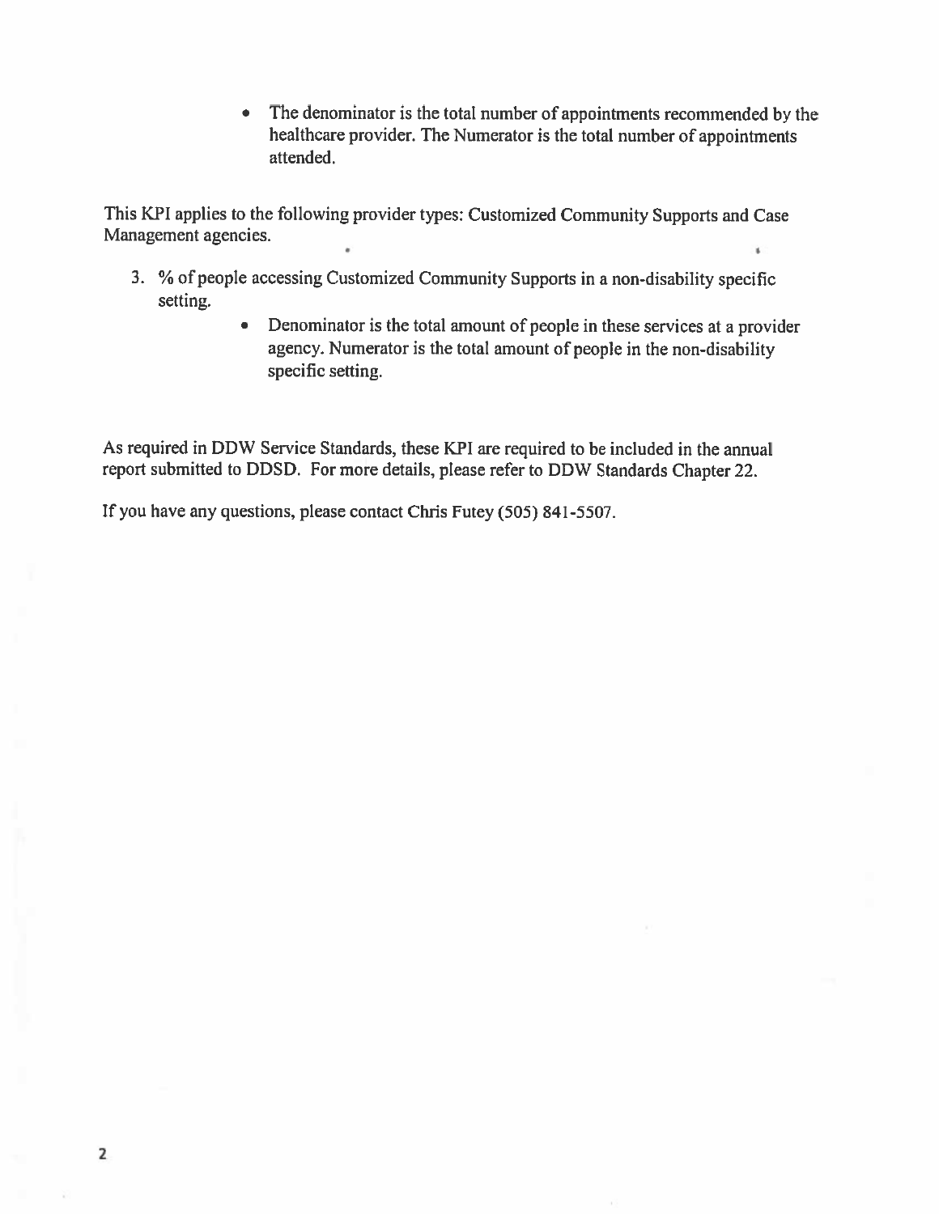- The denominator is the total number of appointments recommended by the healthcare provider. The Numerator is the total number of appointments attended.

This KPI applies to the following provider types: Customized Community Supports and Case Management agencies.

3. % of people accessing Customized Community Supports in a non-disability specific setting.
   - Denominator is the total amount of people in these services at a provider agency. Numerator is the total amount of people in the non-disability specific setting.

As required in DDW Service Standards, these KPI are required to be included in the annual report submitted to DDSD. For more details, please refer to DDW Standards Chapter 22.

If you have any questions, please contact Chris Futey (505) 841-5507.